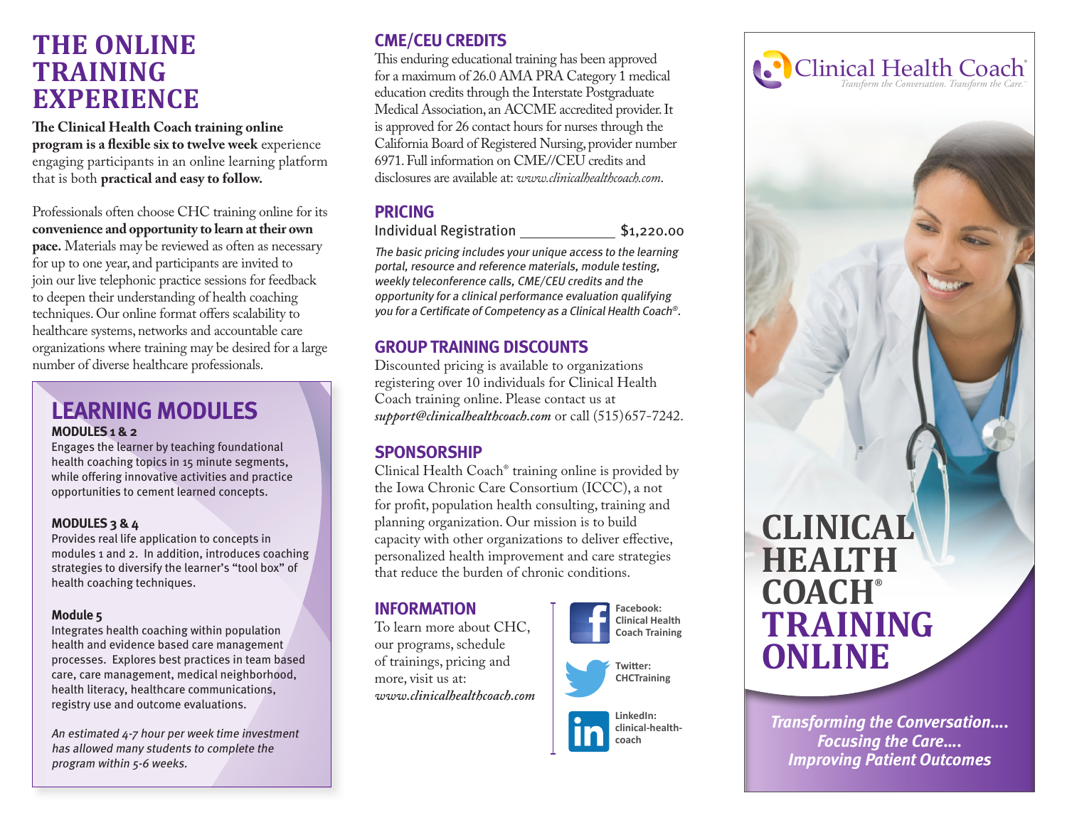# THE ONLINE TRAINING EXPERIENCE

**The Clinical Health Coach training online program is a flexible six to twelve week** experience engaging participants in an online learning platform that is both **practical and easy to follow.**

Professionals often choose CHC training online for its **convenience and opportunity to learn at their own pace.** Materials may be reviewed as often as necessary for up to one year, and participants are invited to join our live telephonic practice sessions for feedback to deepen their understanding of health coaching techniques. Our online format offers scalability to healthcare systems, networks and accountable care organizations where training may be desired for a large number of diverse healthcare professionals.

## LEARNING MODULES

**MODULES 1 & 2**

Engages the learner by teaching foundational health coaching topics in 15 minute segments, while offering innovative activities and practice opportunities to cement learned concepts.

**MODULES 3 & 4**

Provides real life application to concepts in modules 1 and 2. In addition, introduces coaching strategies to diversify the learner's "tool box" of health coaching techniques.

**Module 5**

Integrates health coaching within population health and evidence based care management processes. Explores best practices in team based care, care management, medical neighborhood, health literacy, healthcare communications, registry use and outcome evaluations.

*An estimated 4-7 hour per week time investment has allowed many students to complete the program within 5-6 weeks.*

## CME/CEU CREDITS

This enduring educational training has been approved for a maximum of 26.0 AMA PRA Category 1 medical education credits through the Interstate Postgraduate Medical Association, an ACCME accredited provider. It is approved for 26 contact hours for nurses through the California Board of Registered Nursing, provider number 6971. Full information on CME//CEU credits and disclosures are available at: *www.clinicalhealthcoach.com*.

## PRICING

Individual Registration ____________ $1,220.00

*The basic pricing includes your unique access to the learning portal, resource and reference materials, module testing, weekly teleconference calls, CME/CEU credits and the opportunity for a clinical performance evaluation qualifying you for a Certificate of Competency as a Clinical Health Coach®.*

## GROUP TRAINING DISCOUNTS

Discounted pricing is available to organizations registering over 10 individuals for Clinical Health Coach training online. Please contact us at *support@clinicalhealthcoach.com* or call (515)657-7242.

## SPONSORSHIP

Clinical Health Coach® training online is provided by the Iowa Chronic Care Consortium (ICCC), a not for profit, population health consulting, training and planning organization. Our mission is to build capacity with other organizations to deliver effective, personalized health improvement and care strategies that reduce the burden of chronic conditions.

## INFORMATION

To learn more about CHC, our programs, schedule of trainings, pricing and more, visit us at: *www.clinicalhealthcoach.com*

**Facebook:** Clinical Health Coach Training

**Twitter:** CHCTraining

**LinkedIn:** clinical-health-coach

Clinical Health Coach®

*Transform the Conversation. Transform the Care.*™

# CLINICAL HEALTH COACH® TRAINING ONLINE

***Transforming the Conversation.... Focusing the Care.... Improving Patient Outcomes***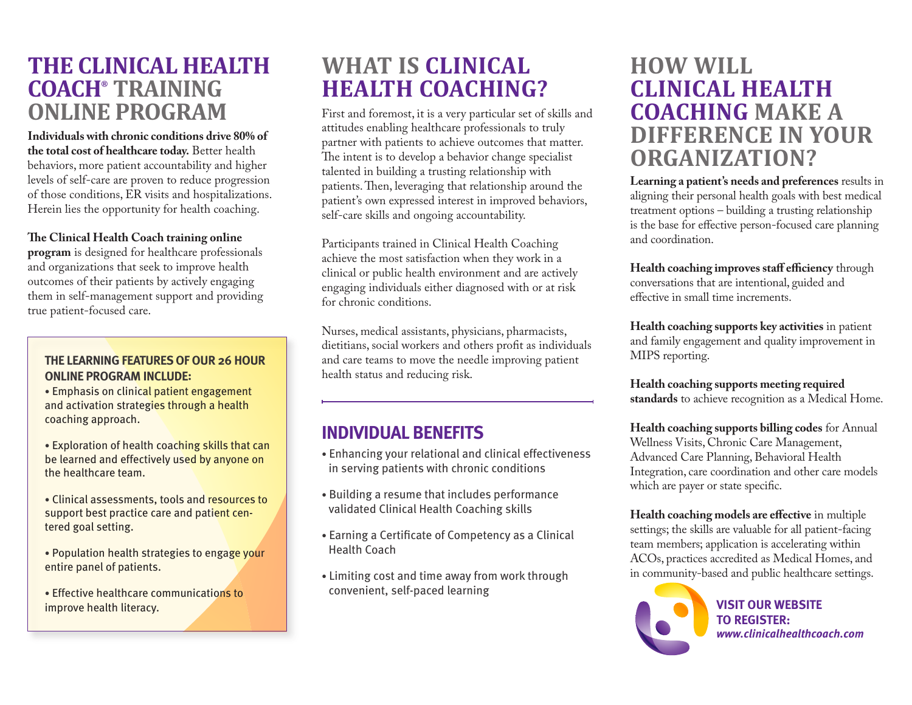# THE CLINICAL HEALTH COACH® TRAINING ONLINE PROGRAM

**Individuals with chronic conditions drive 80% of the total cost of healthcare today.** Better health behaviors, more patient accountability and higher levels of self-care are proven to reduce progression of those conditions, ER visits and hospitalizations. Herein lies the opportunity for health coaching.

**The Clinical Health Coach training online program** is designed for healthcare professionals and organizations that seek to improve health outcomes of their patients by actively engaging them in self-management support and providing true patient-focused care.

**THE LEARNING FEATURES OF OUR 26 HOUR ONLINE PROGRAM INCLUDE:**

- Emphasis on clinical patient engagement and activation strategies through a health coaching approach.
- Exploration of health coaching skills that can be learned and effectively used by anyone on the healthcare team.
- Clinical assessments, tools and resources to support best practice care and patient centered goal setting.
- Population health strategies to engage your entire panel of patients.
- Effective healthcare communications to improve health literacy.

# WHAT IS CLINICAL HEALTH COACHING?

First and foremost, it is a very particular set of skills and attitudes enabling healthcare professionals to truly partner with patients to achieve outcomes that matter. The intent is to develop a behavior change specialist talented in building a trusting relationship with patients. Then, leveraging that relationship around the patient's own expressed interest in improved behaviors, self-care skills and ongoing accountability.

Participants trained in Clinical Health Coaching achieve the most satisfaction when they work in a clinical or public health environment and are actively engaging individuals either diagnosed with or at risk for chronic conditions.

Nurses, medical assistants, physicians, pharmacists, dietitians, social workers and others profit as individuals and care teams to move the needle improving patient health status and reducing risk.

## INDIVIDUAL BENEFITS

- Enhancing your relational and clinical effectiveness in serving patients with chronic conditions
- Building a resume that includes performance validated Clinical Health Coaching skills
- Earning a Certificate of Competency as a Clinical Health Coach
- Limiting cost and time away from work through convenient, self-paced learning

# HOW WILL CLINICAL HEALTH COACHING MAKE A DIFFERENCE IN YOUR ORGANIZATION?

**Learning a patient's needs and preferences** results in aligning their personal health goals with best medical treatment options – building a trusting relationship is the base for effective person-focused care planning and coordination.

**Health coaching improves staff efficiency** through conversations that are intentional, guided and effective in small time increments.

**Health coaching supports key activities** in patient and family engagement and quality improvement in MIPS reporting.

**Health coaching supports meeting required standards** to achieve recognition as a Medical Home.

**Health coaching supports billing codes** for Annual Wellness Visits, Chronic Care Management, Advanced Care Planning, Behavioral Health Integration, care coordination and other care models which are payer or state specific.

**Health coaching models are effective** in multiple settings; the skills are valuable for all patient-facing team members; application is accelerating within ACOs, practices accredited as Medical Homes, and in community-based and public healthcare settings.

**VISIT OUR WEBSITE TO REGISTER:**
***www.clinicalhealthcoach.com***